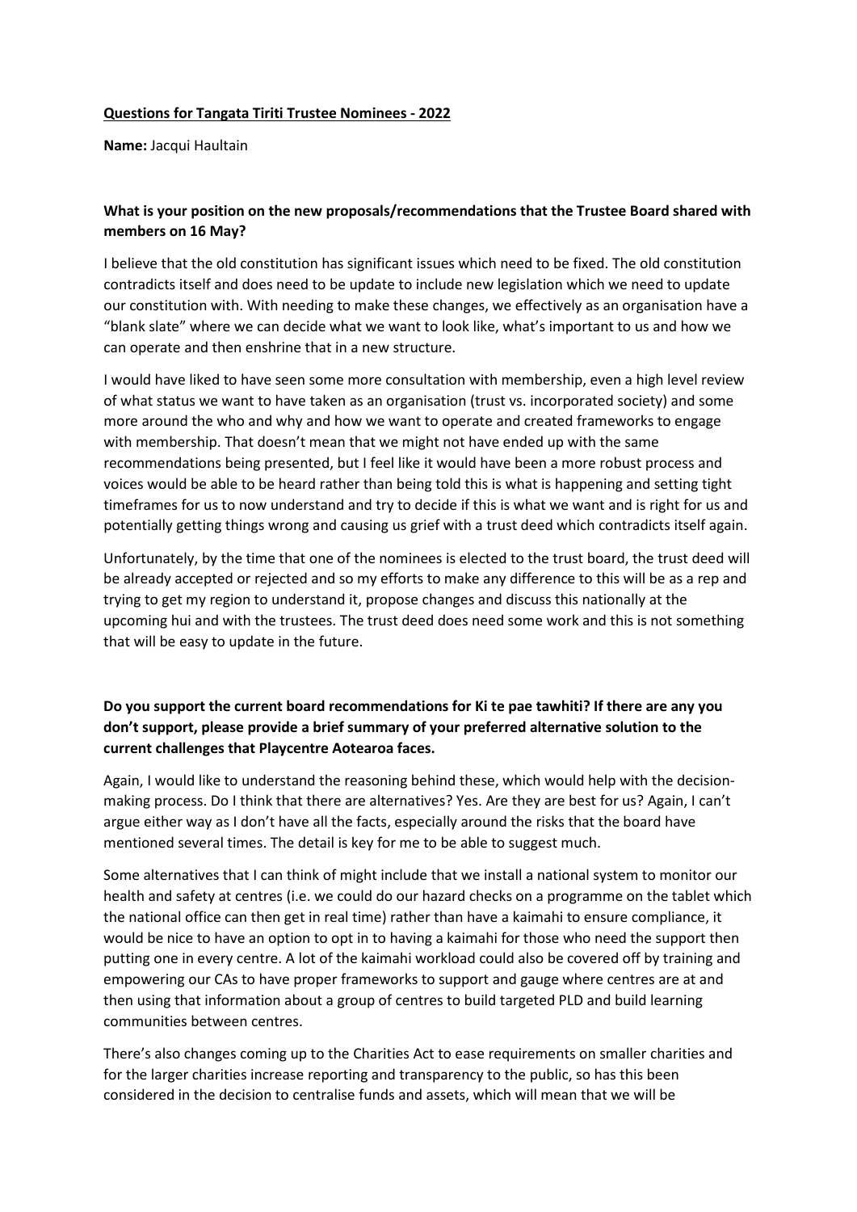**<u>Questions for Tangata Tiriti Trustee Nominees - 2022</u>**

**Name:** Jacqui Haultain

### What is your position on the new proposals/recommendations that the Trustee Board shared with members on 16 May?

I believe that the old constitution has significant issues which need to be fixed. The old constitution contradicts itself and does need to be update to include new legislation which we need to update our constitution with. With needing to make these changes, we effectively as an organisation have a "blank slate" where we can decide what we want to look like, what's important to us and how we can operate and then enshrine that in a new structure.

I would have liked to have seen some more consultation with membership, even a high level review of what status we want to have taken as an organisation (trust vs. incorporated society) and some more around the who and why and how we want to operate and created frameworks to engage with membership. That doesn't mean that we might not have ended up with the same recommendations being presented, but I feel like it would have been a more robust process and voices would be able to be heard rather than being told this is what is happening and setting tight timeframes for us to now understand and try to decide if this is what we want and is right for us and potentially getting things wrong and causing us grief with a trust deed which contradicts itself again.

Unfortunately, by the time that one of the nominees is elected to the trust board, the trust deed will be already accepted or rejected and so my efforts to make any difference to this will be as a rep and trying to get my region to understand it, propose changes and discuss this nationally at the upcoming hui and with the trustees. The trust deed does need some work and this is not something that will be easy to update in the future.

### Do you support the current board recommendations for Ki te pae tawhiti? If there are any you don't support, please provide a brief summary of your preferred alternative solution to the current challenges that Playcentre Aotearoa faces.

Again, I would like to understand the reasoning behind these, which would help with the decision-making process. Do I think that there are alternatives? Yes. Are they are best for us? Again, I can't argue either way as I don't have all the facts, especially around the risks that the board have mentioned several times. The detail is key for me to be able to suggest much.

Some alternatives that I can think of might include that we install a national system to monitor our health and safety at centres (i.e. we could do our hazard checks on a programme on the tablet which the national office can then get in real time) rather than have a kaimahi to ensure compliance, it would be nice to have an option to opt in to having a kaimahi for those who need the support then putting one in every centre. A lot of the kaimahi workload could also be covered off by training and empowering our CAs to have proper frameworks to support and gauge where centres are at and then using that information about a group of centres to build targeted PLD and build learning communities between centres.

There's also changes coming up to the Charities Act to ease requirements on smaller charities and for the larger charities increase reporting and transparency to the public, so has this been considered in the decision to centralise funds and assets, which will mean that we will be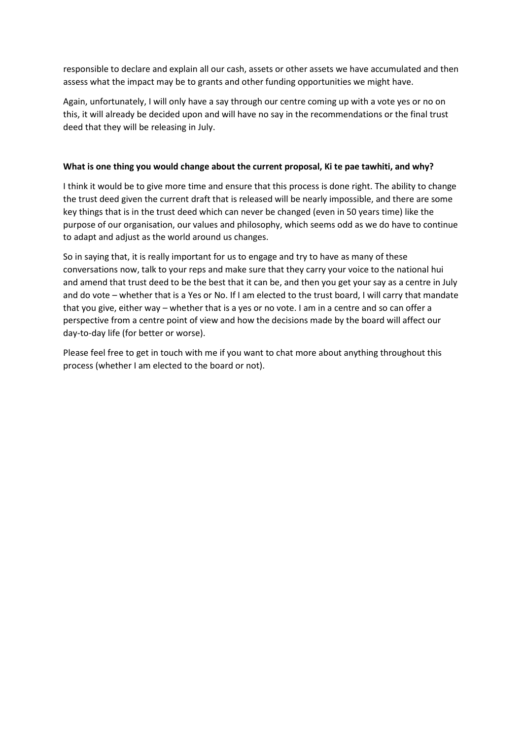responsible to declare and explain all our cash, assets or other assets we have accumulated and then assess what the impact may be to grants and other funding opportunities we might have.

Again, unfortunately, I will only have a say through our centre coming up with a vote yes or no on this, it will already be decided upon and will have no say in the recommendations or the final trust deed that they will be releasing in July.

**What is one thing you would change about the current proposal, Ki te pae tawhiti, and why?**

I think it would be to give more time and ensure that this process is done right. The ability to change the trust deed given the current draft that is released will be nearly impossible, and there are some key things that is in the trust deed which can never be changed (even in 50 years time) like the purpose of our organisation, our values and philosophy, which seems odd as we do have to continue to adapt and adjust as the world around us changes.

So in saying that, it is really important for us to engage and try to have as many of these conversations now, talk to your reps and make sure that they carry your voice to the national hui and amend that trust deed to be the best that it can be, and then you get your say as a centre in July and do vote – whether that is a Yes or No. If I am elected to the trust board, I will carry that mandate that you give, either way – whether that is a yes or no vote. I am in a centre and so can offer a perspective from a centre point of view and how the decisions made by the board will affect our day-to-day life (for better or worse).

Please feel free to get in touch with me if you want to chat more about anything throughout this process (whether I am elected to the board or not).